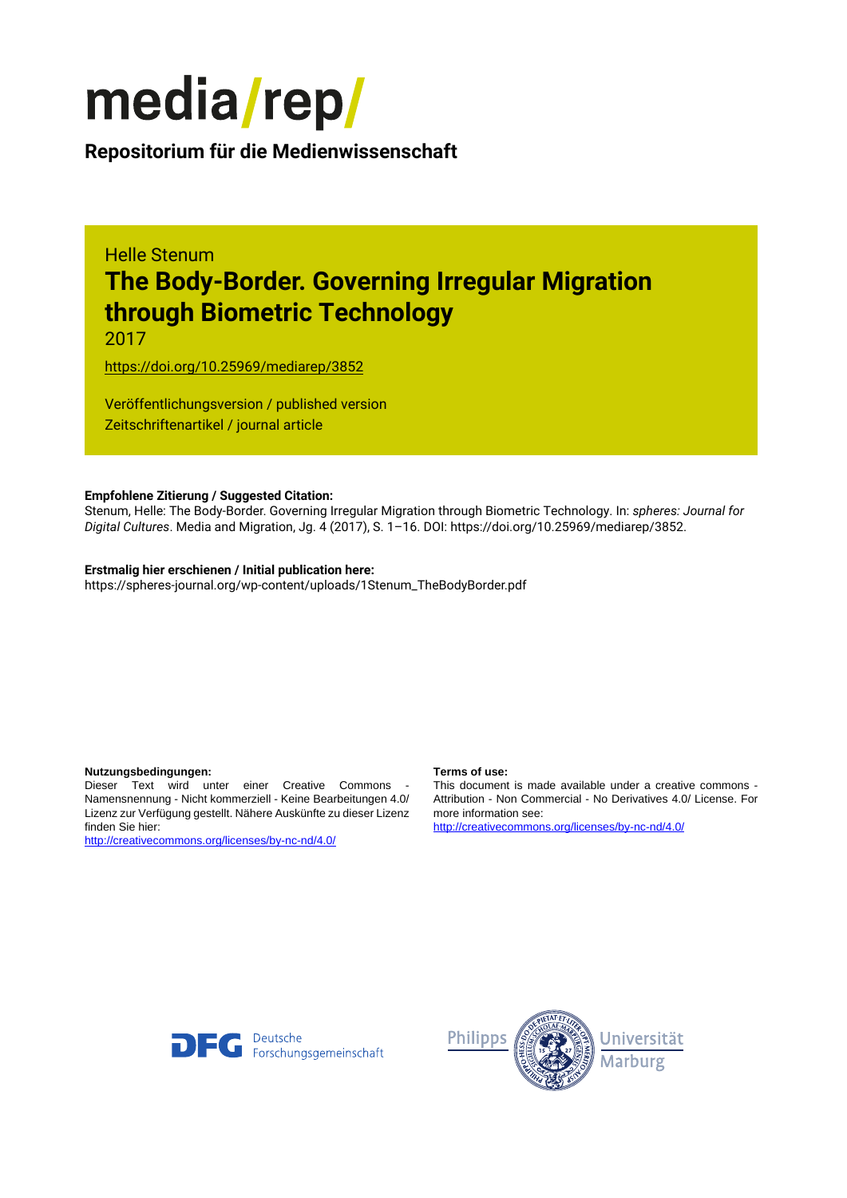# media/rep/

**Repositorium für die Medienwissenschaft**

Helle Stenum

## The Body-Border. Governing Irregular Migration through Biometric Technology

2017

https://doi.org/10.25969/mediarep/3852

Veröffentlichungsversion / published version
Zeitschriftenartikel / journal article

**Empfohlene Zitierung / Suggested Citation:**
Stenum, Helle: The Body-Border. Governing Irregular Migration through Biometric Technology. In: *spheres: Journal for Digital Cultures*. Media and Migration, Jg. 4 (2017), S. 1–16. DOI: https://doi.org/10.25969/mediarep/3852.

**Erstmalig hier erschienen / Initial publication here:**
https://spheres-journal.org/wp-content/uploads/1Stenum_TheBodyBorder.pdf

**Nutzungsbedingungen:**
Dieser Text wird unter einer Creative Commons - Namensnennung - Nicht kommerziell - Keine Bearbeitungen 4.0/ Lizenz zur Verfügung gestellt. Nähere Auskünfte zu dieser Lizenz finden Sie hier:
http://creativecommons.org/licenses/by-nc-nd/4.0/

**Terms of use:**
This document is made available under a creative commons - Attribution - Non Commercial - No Derivatives 4.0/ License. For more information see:
http://creativecommons.org/licenses/by-nc-nd/4.0/

DFG Deutsche Forschungsgemeinschaft

Philipps Universität Marburg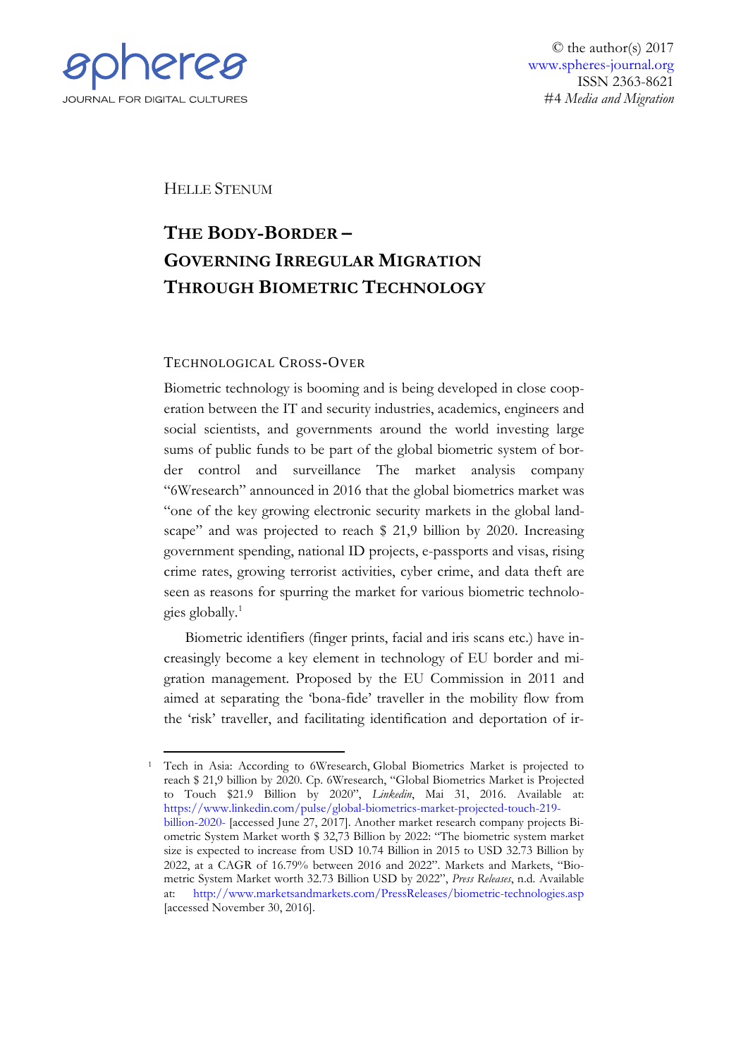# The Body-Border – Governing Irregular Migration Through Biometric Technology

Helle Stenum

## Technological Cross-Over

Biometric technology is booming and is being developed in close cooperation between the IT and security industries, academics, engineers and social scientists, and governments around the world investing large sums of public funds to be part of the global biometric system of border control and surveillance The market analysis company "6Wresearch" announced in 2016 that the global biometrics market was "one of the key growing electronic security markets in the global landscape" and was projected to reach $ 21,9 billion by 2020. Increasing government spending, national ID projects, e-passports and visas, rising crime rates, growing terrorist activities, cyber crime, and data theft are seen as reasons for spurring the market for various biometric technologies globally.[1]

Biometric identifiers (finger prints, facial and iris scans etc.) have increasingly become a key element in technology of EU border and migration management. Proposed by the EU Commission in 2011 and aimed at separating the 'bona-fide' traveller in the mobility flow from the 'risk' traveller, and facilitating identification and deportation of ir-

---

[1] Tech in Asia: According to 6Wresearch, Global Biometrics Market is projected to reach $ 21,9 billion by 2020. Cp. 6Wresearch, "Global Biometrics Market is Projected to Touch $21.9 Billion by 2020", *Linkedin*, Mai 31, 2016. Available at: https://www.linkedin.com/pulse/global-biometrics-market-projected-touch-219-billion-2020- [accessed June 27, 2017]. Another market research company projects Biometric System Market worth $ 32,73 Billion by 2022: "The biometric system market size is expected to increase from USD 10.74 Billion in 2015 to USD 32.73 Billion by 2022, at a CAGR of 16.79% between 2016 and 2022". Markets and Markets, "Biometric System Market worth 32.73 Billion USD by 2022", *Press Releases*, n.d. Available at: http://www.marketsandmarkets.com/PressReleases/biometric-technologies.asp [accessed November 30, 2016].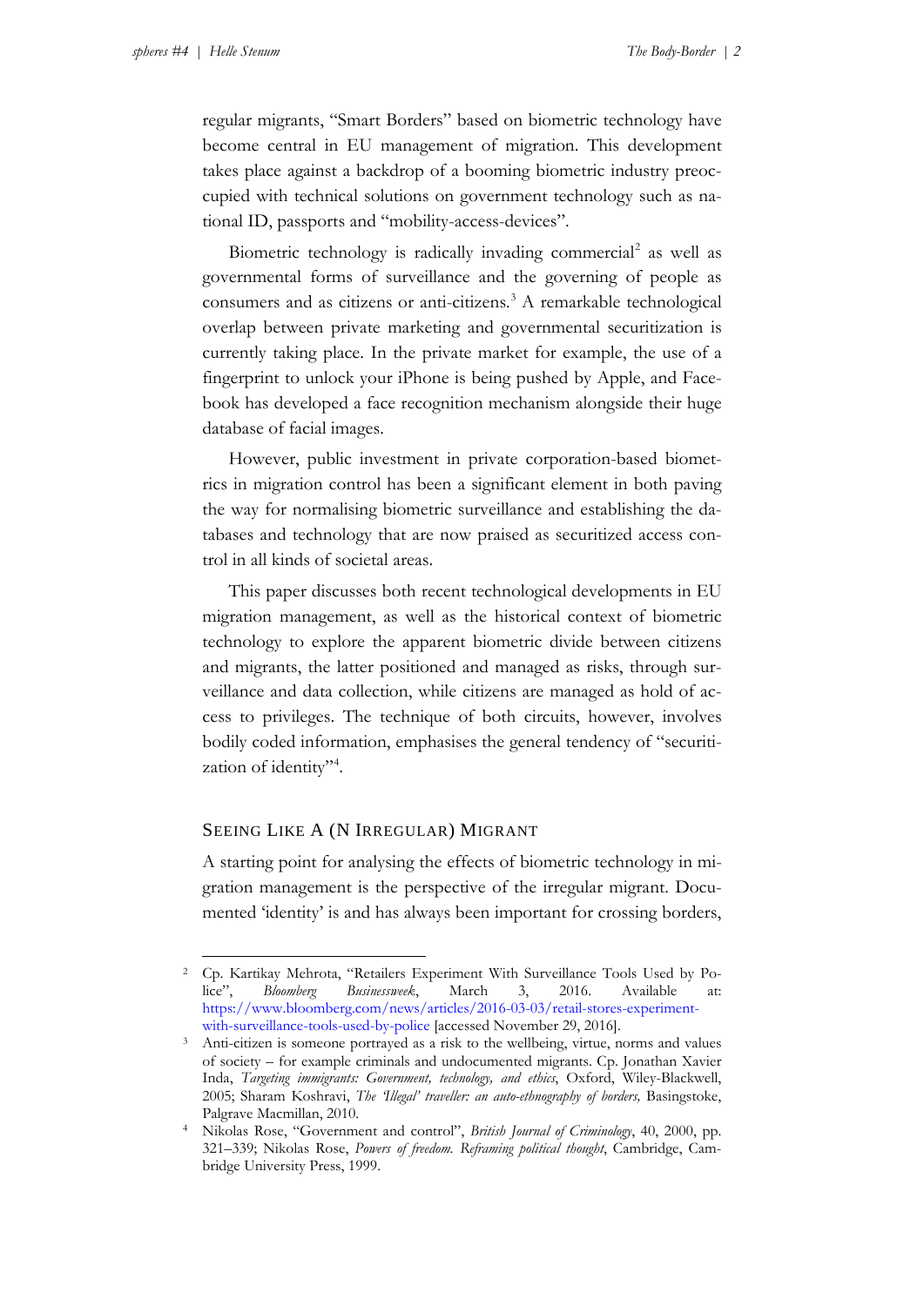regular migrants, "Smart Borders" based on biometric technology have become central in EU management of migration. This development takes place against a backdrop of a booming biometric industry preoccupied with technical solutions on government technology such as national ID, passports and "mobility-access-devices".

Biometric technology is radically invading commercial[2] as well as governmental forms of surveillance and the governing of people as consumers and as citizens or anti-citizens.[3] A remarkable technological overlap between private marketing and governmental securitization is currently taking place. In the private market for example, the use of a fingerprint to unlock your iPhone is being pushed by Apple, and Facebook has developed a face recognition mechanism alongside their huge database of facial images.

However, public investment in private corporation-based biometrics in migration control has been a significant element in both paving the way for normalising biometric surveillance and establishing the databases and technology that are now praised as securitized access control in all kinds of societal areas.

This paper discusses both recent technological developments in EU migration management, as well as the historical context of biometric technology to explore the apparent biometric divide between citizens and migrants, the latter positioned and managed as risks, through surveillance and data collection, while citizens are managed as hold of access to privileges. The technique of both circuits, however, involves bodily coded information, emphasises the general tendency of "securitization of identity"[4].

## SEEING LIKE A (N IRREGULAR) MIGRANT

A starting point for analysing the effects of biometric technology in migration management is the perspective of the irregular migrant. Documented 'identity' is and has always been important for crossing borders,

---

[2] Cp. Kartikay Mehrota, "Retailers Experiment With Surveillance Tools Used by Police", *Bloomberg Businessweek*, March 3, 2016. Available at: https://www.bloomberg.com/news/articles/2016-03-03/retail-stores-experiment-with-surveillance-tools-used-by-police [accessed November 29, 2016].

[3] Anti-citizen is someone portrayed as a risk to the wellbeing, virtue, norms and values of society – for example criminals and undocumented migrants. Cp. Jonathan Xavier Inda, *Targeting immigrants: Government, technology, and ethics*, Oxford, Wiley-Blackwell, 2005; Sharam Koshravi, *The 'Illegal' traveller: an auto-ethnography of borders,* Basingstoke, Palgrave Macmillan, 2010.

[4] Nikolas Rose, "Government and control", *British Journal of Criminology*, 40, 2000, pp. 321–339; Nikolas Rose, *Powers of freedom. Reframing political thought*, Cambridge, Cambridge University Press, 1999.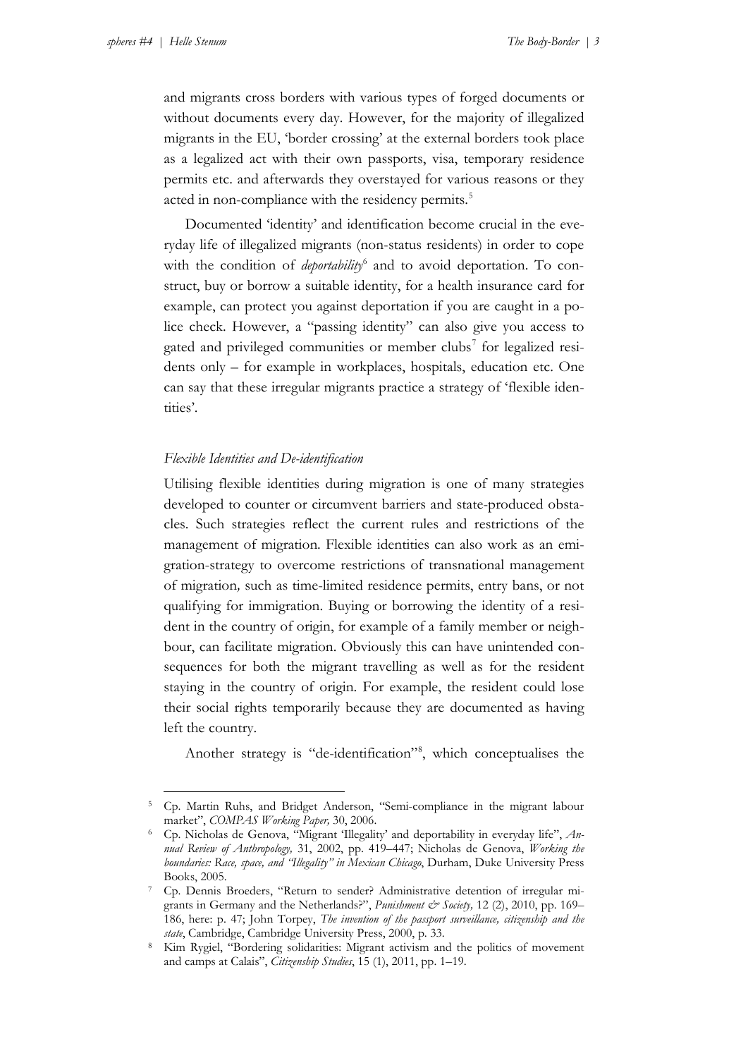and migrants cross borders with various types of forged documents or without documents every day. However, for the majority of illegalized migrants in the EU, 'border crossing' at the external borders took place as a legalized act with their own passports, visa, temporary residence permits etc. and afterwards they overstayed for various reasons or they acted in non-compliance with the residency permits.[5]

Documented 'identity' and identification become crucial in the everyday life of illegalized migrants (non-status residents) in order to cope with the condition of *deportability*[6] and to avoid deportation. To construct, buy or borrow a suitable identity, for a health insurance card for example, can protect you against deportation if you are caught in a police check. However, a "passing identity" can also give you access to gated and privileged communities or member clubs[7] for legalized residents only – for example in workplaces, hospitals, education etc. One can say that these irregular migrants practice a strategy of 'flexible identities'.

### *Flexible Identities and De-identification*

Utilising flexible identities during migration is one of many strategies developed to counter or circumvent barriers and state-produced obstacles. Such strategies reflect the current rules and restrictions of the management of migration. Flexible identities can also work as an emigration-strategy to overcome restrictions of transnational management of migration, such as time-limited residence permits, entry bans, or not qualifying for immigration. Buying or borrowing the identity of a resident in the country of origin, for example of a family member or neighbour, can facilitate migration. Obviously this can have unintended consequences for both the migrant travelling as well as for the resident staying in the country of origin. For example, the resident could lose their social rights temporarily because they are documented as having left the country.

Another strategy is "de-identification"[8], which conceptualises the

---

[5] Cp. Martin Ruhs, and Bridget Anderson, "Semi-compliance in the migrant labour market", *COMPAS Working Paper,* 30, 2006.

[6] Cp. Nicholas de Genova, "Migrant 'Illegality' and deportability in everyday life", *Annual Review of Anthropology,* 31, 2002, pp. 419–447; Nicholas de Genova, *Working the boundaries: Race, space, and "Illegality" in Mexican Chicago*, Durham, Duke University Press Books, 2005.

[7] Cp. Dennis Broeders, "Return to sender? Administrative detention of irregular migrants in Germany and the Netherlands?", *Punishment & Society,* 12 (2), 2010, pp. 169–186, here: p. 47; John Torpey, *The invention of the passport surveillance, citizenship and the state*, Cambridge, Cambridge University Press, 2000, p. 33.

[8] Kim Rygiel, "Bordering solidarities: Migrant activism and the politics of movement and camps at Calais", *Citizenship Studies*, 15 (1), 2011, pp. 1–19.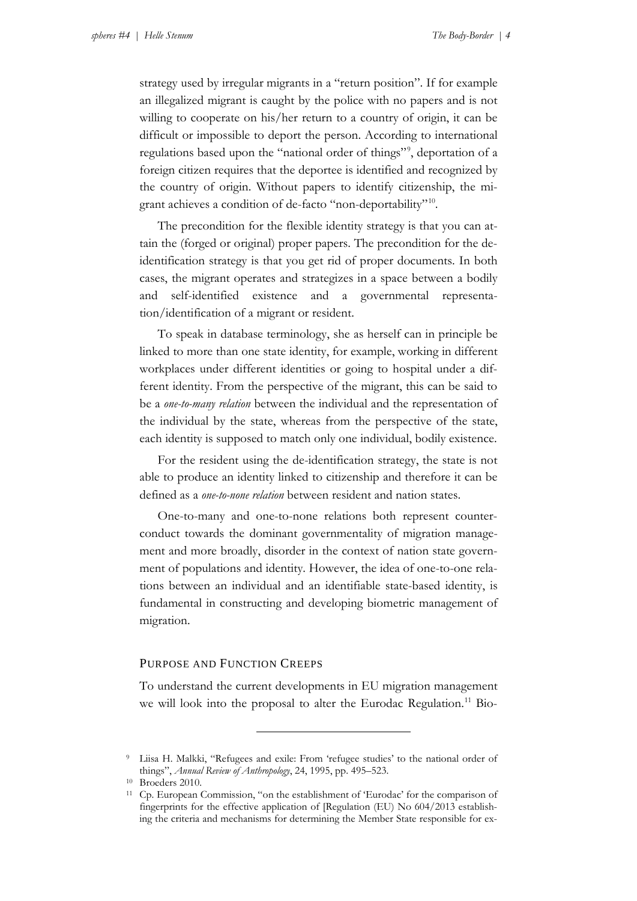strategy used by irregular migrants in a "return position". If for example an illegalized migrant is caught by the police with no papers and is not willing to cooperate on his/her return to a country of origin, it can be difficult or impossible to deport the person. According to international regulations based upon the "national order of things"[9], deportation of a foreign citizen requires that the deportee is identified and recognized by the country of origin. Without papers to identify citizenship, the migrant achieves a condition of de-facto "non-deportability"[10].

The precondition for the flexible identity strategy is that you can attain the (forged or original) proper papers. The precondition for the de-identification strategy is that you get rid of proper documents. In both cases, the migrant operates and strategizes in a space between a bodily and self-identified existence and a governmental representation/identification of a migrant or resident.

To speak in database terminology, she as herself can in principle be linked to more than one state identity, for example, working in different workplaces under different identities or going to hospital under a different identity. From the perspective of the migrant, this can be said to be a *one-to-many relation* between the individual and the representation of the individual by the state, whereas from the perspective of the state, each identity is supposed to match only one individual, bodily existence.

For the resident using the de-identification strategy, the state is not able to produce an identity linked to citizenship and therefore it can be defined as a *one-to-none relation* between resident and nation states.

One-to-many and one-to-none relations both represent counter-conduct towards the dominant governmentality of migration management and more broadly, disorder in the context of nation state government of populations and identity. However, the idea of one-to-one relations between an individual and an identifiable state-based identity, is fundamental in constructing and developing biometric management of migration.

## Purpose and Function Creeps

To understand the current developments in EU migration management we will look into the proposal to alter the Eurodac Regulation.[11] Bio-

---

[9] Liisa H. Malkki, "Refugees and exile: From 'refugee studies' to the national order of things", *Annual Review of Anthropology*, 24, 1995, pp. 495–523.

[10] Broeders 2010.

[11] Cp. European Commission, "on the establishment of 'Eurodac' for the comparison of fingerprints for the effective application of [Regulation (EU) No 604/2013 establishing the criteria and mechanisms for determining the Member State responsible for ex-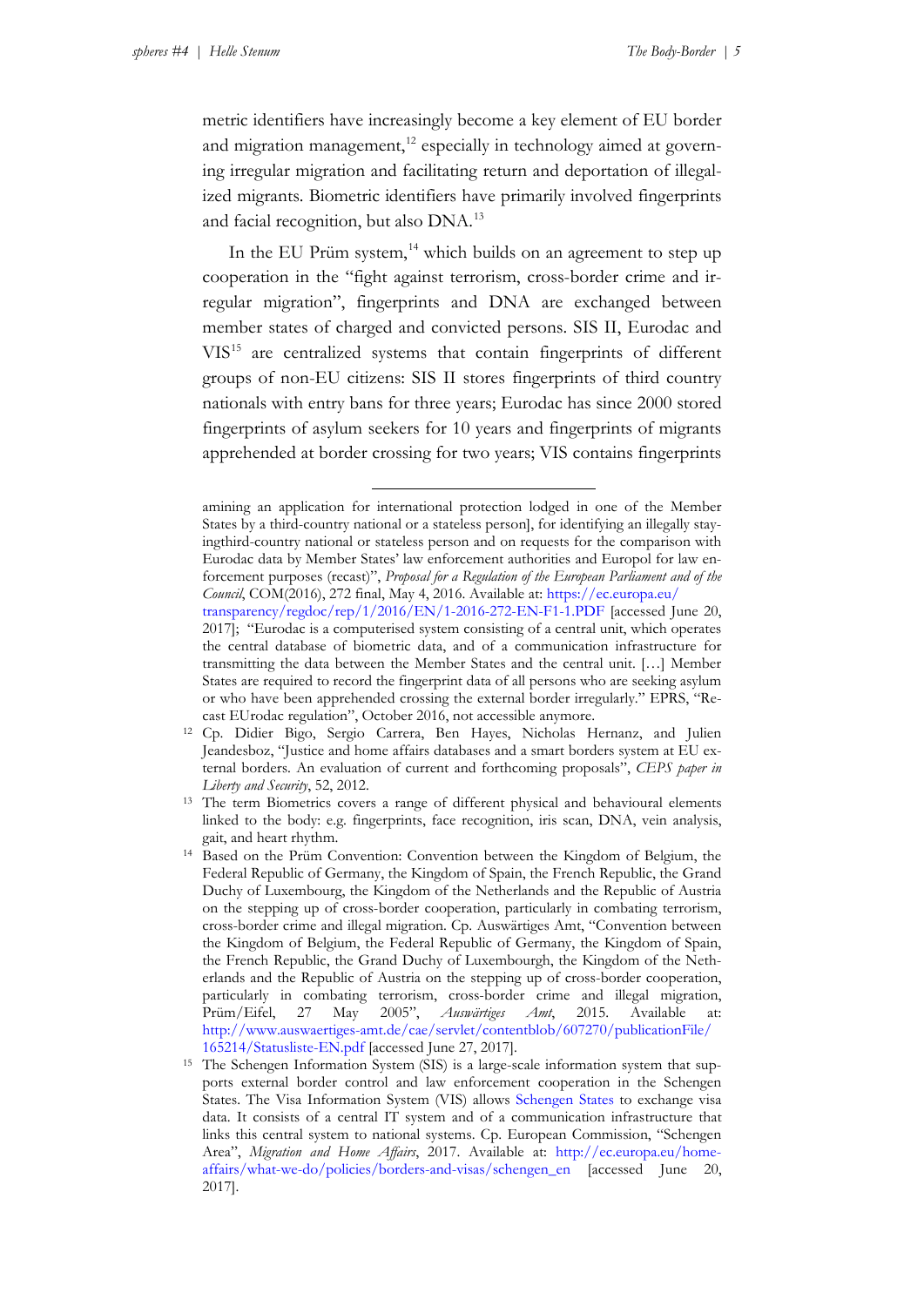metric identifiers have increasingly become a key element of EU border and migration management,[12] especially in technology aimed at governing irregular migration and facilitating return and deportation of illegalized migrants. Biometric identifiers have primarily involved fingerprints and facial recognition, but also DNA.[13]

In the EU Prüm system,[14] which builds on an agreement to step up cooperation in the "fight against terrorism, cross-border crime and irregular migration", fingerprints and DNA are exchanged between member states of charged and convicted persons. SIS II, Eurodac and VIS[15] are centralized systems that contain fingerprints of different groups of non-EU citizens: SIS II stores fingerprints of third country nationals with entry bans for three years; Eurodac has since 2000 stored fingerprints of asylum seekers for 10 years and fingerprints of migrants apprehended at border crossing for two years; VIS contains fingerprints

---

amining an application for international protection lodged in one of the Member States by a third-country national or a stateless person], for identifying an illegally stayingthird-country national or stateless person and on requests for the comparison with Eurodac data by Member States' law enforcement authorities and Europol for law enforcement purposes (recast)", *Proposal for a Regulation of the European Parliament and of the Council*, COM(2016), 272 final, May 4, 2016. Available at: https://ec.europa.eu/transparency/regdoc/rep/1/2016/EN/1-2016-272-EN-F1-1.PDF [accessed June 20, 2017]; "Eurodac is a computerised system consisting of a central unit, which operates the central database of biometric data, and of a communication infrastructure for transmitting the data between the Member States and the central unit. […] Member States are required to record the fingerprint data of all persons who are seeking asylum or who have been apprehended crossing the external border irregularly." EPRS, "Recast EUrodac regulation", October 2016, not accessible anymore.

[12] Cp. Didier Bigo, Sergio Carrera, Ben Hayes, Nicholas Hernanz, and Julien Jeandesboz, "Justice and home affairs databases and a smart borders system at EU external borders. An evaluation of current and forthcoming proposals", *CEPS paper in Liberty and Security*, 52, 2012.

[13] The term Biometrics covers a range of different physical and behavioural elements linked to the body: e.g. fingerprints, face recognition, iris scan, DNA, vein analysis, gait, and heart rhythm.

[14] Based on the Prüm Convention: Convention between the Kingdom of Belgium, the Federal Republic of Germany, the Kingdom of Spain, the French Republic, the Grand Duchy of Luxembourg, the Kingdom of the Netherlands and the Republic of Austria on the stepping up of cross-border cooperation, particularly in combating terrorism, cross-border crime and illegal migration. Cp. Auswärtiges Amt, "Convention between the Kingdom of Belgium, the Federal Republic of Germany, the Kingdom of Spain, the French Republic, the Grand Duchy of Luxembourgh, the Kingdom of the Netherlands and the Republic of Austria on the stepping up of cross-border cooperation, particularly in combating terrorism, cross-border crime and illegal migration, Prüm/Eifel, 27 May 2005", *Auswärtiges Amt*, 2015. Available at: http://www.auswaertiges-amt.de/cae/servlet/contentblob/607270/publicationFile/165214/Statusliste-EN.pdf [accessed June 27, 2017].

[15] The Schengen Information System (SIS) is a large-scale information system that supports external border control and law enforcement cooperation in the Schengen States. The Visa Information System (VIS) allows Schengen States to exchange visa data. It consists of a central IT system and of a communication infrastructure that links this central system to national systems. Cp. European Commission, "Schengen Area", *Migration and Home Affairs*, 2017. Available at: http://ec.europa.eu/home-affairs/what-we-do/policies/borders-and-visas/schengen_en [accessed June 20, 2017].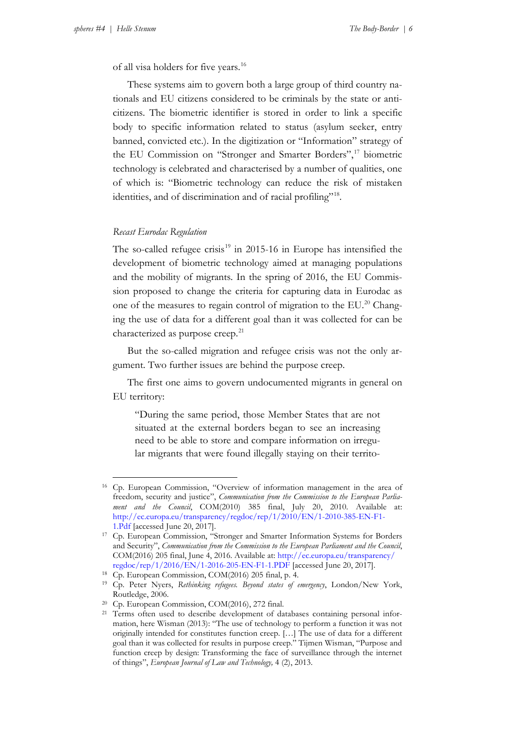of all visa holders for five years.[16]

These systems aim to govern both a large group of third country nationals and EU citizens considered to be criminals by the state or anti-citizens. The biometric identifier is stored in order to link a specific body to specific information related to status (asylum seeker, entry banned, convicted etc.). In the digitization or "Information" strategy of the EU Commission on "Stronger and Smarter Borders",[17] biometric technology is celebrated and characterised by a number of qualities, one of which is: "Biometric technology can reduce the risk of mistaken identities, and of discrimination and of racial profiling"[18].

*Recast Eurodac Regulation*

The so-called refugee crisis[19] in 2015-16 in Europe has intensified the development of biometric technology aimed at managing populations and the mobility of migrants. In the spring of 2016, the EU Commission proposed to change the criteria for capturing data in Eurodac as one of the measures to regain control of migration to the EU.[20] Changing the use of data for a different goal than it was collected for can be characterized as purpose creep.[21]

But the so-called migration and refugee crisis was not the only argument. Two further issues are behind the purpose creep.

The first one aims to govern undocumented migrants in general on EU territory:

> "During the same period, those Member States that are not situated at the external borders began to see an increasing need to be able to store and compare information on irregular migrants that were found illegally staying on their territo-

---

[16] Cp. European Commission, "Overview of information management in the area of freedom, security and justice", *Communication from the Commission to the European Parliament and the Council*, COM(2010) 385 final, July 20, 2010. Available at: http://ec.europa.eu/transparency/regdoc/rep/1/2010/EN/1-2010-385-EN-F1-1.Pdf [accessed June 20, 2017].

[17] Cp. European Commission, "Stronger and Smarter Information Systems for Borders and Security", *Communication from the Commission to the European Parliament and the Council*, COM(2016) 205 final, June 4, 2016. Available at: http://ec.europa.eu/transparency/regdoc/rep/1/2016/EN/1-2016-205-EN-F1-1.PDF [accessed June 20, 2017].

[18] Cp. European Commission, COM(2016) 205 final, p. 4.

[19] Cp. Peter Nyers, *Rethinking refugees. Beyond states of emergency*, London/New York, Routledge, 2006.

[20] Cp. European Commission, COM(2016), 272 final.

[21] Terms often used to describe development of databases containing personal information, here Wisman (2013): "The use of technology to perform a function it was not originally intended for constitutes function creep. […] The use of data for a different goal than it was collected for results in purpose creep." Tijmen Wisman, "Purpose and function creep by design: Transforming the face of surveillance through the internet of things", *European Journal of Law and Technology,* 4 (2), 2013.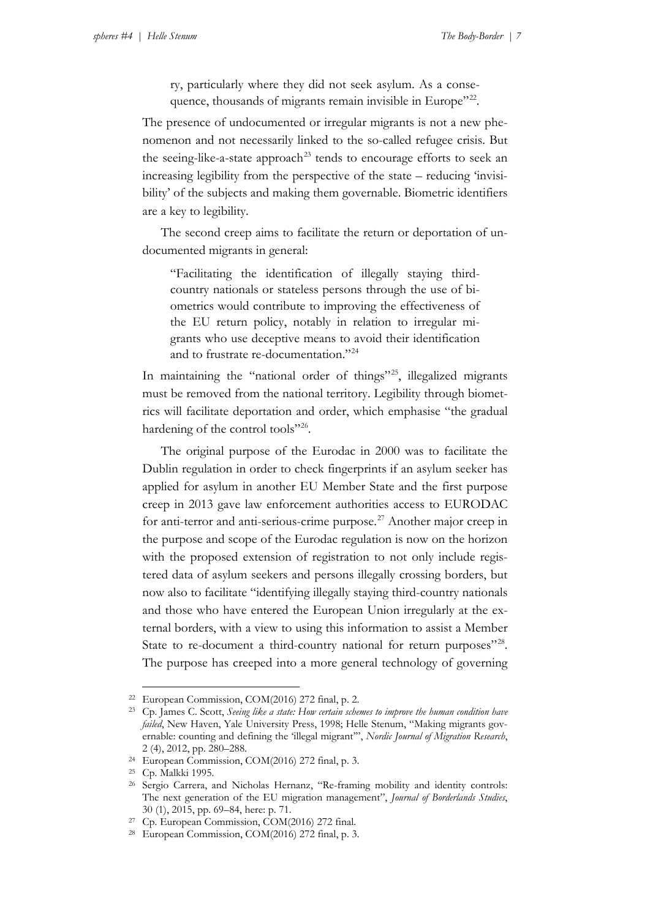ry, particularly where they did not seek asylum. As a consequence, thousands of migrants remain invisible in Europe"[22].

The presence of undocumented or irregular migrants is not a new phenomenon and not necessarily linked to the so-called refugee crisis. But the seeing-like-a-state approach[23] tends to encourage efforts to seek an increasing legibility from the perspective of the state – reducing 'invisibility' of the subjects and making them governable. Biometric identifiers are a key to legibility.

The second creep aims to facilitate the return or deportation of undocumented migrants in general:

> "Facilitating the identification of illegally staying third-country nationals or stateless persons through the use of biometrics would contribute to improving the effectiveness of the EU return policy, notably in relation to irregular migrants who use deceptive means to avoid their identification and to frustrate re-documentation."[24]

In maintaining the "national order of things"[25], illegalized migrants must be removed from the national territory. Legibility through biometrics will facilitate deportation and order, which emphasise "the gradual hardening of the control tools"[26].

The original purpose of the Eurodac in 2000 was to facilitate the Dublin regulation in order to check fingerprints if an asylum seeker has applied for asylum in another EU Member State and the first purpose creep in 2013 gave law enforcement authorities access to EURODAC for anti-terror and anti-serious-crime purpose.[27] Another major creep in the purpose and scope of the Eurodac regulation is now on the horizon with the proposed extension of registration to not only include registered data of asylum seekers and persons illegally crossing borders, but now also to facilitate "identifying illegally staying third-country nationals and those who have entered the European Union irregularly at the external borders, with a view to using this information to assist a Member State to re-document a third-country national for return purposes"[28]. The purpose has creeped into a more general technology of governing

---

[22] European Commission, COM(2016) 272 final, p. 2.

[23] Cp. James C. Scott, *Seeing like a state: How certain schemes to improve the human condition have failed*, New Haven, Yale University Press, 1998; Helle Stenum, "Making migrants governable: counting and defining the 'illegal migrant'", *Nordic Journal of Migration Research*, 2 (4), 2012, pp. 280–288.

[24] European Commission, COM(2016) 272 final, p. 3.

[25] Cp. Malkki 1995.

[26] Sergio Carrera, and Nicholas Hernanz, "Re-framing mobility and identity controls: The next generation of the EU migration management", *Journal of Borderlands Studies*, 30 (1), 2015, pp. 69–84, here: p. 71.

[27] Cp. European Commission, COM(2016) 272 final.

[28] European Commission, COM(2016) 272 final, p. 3.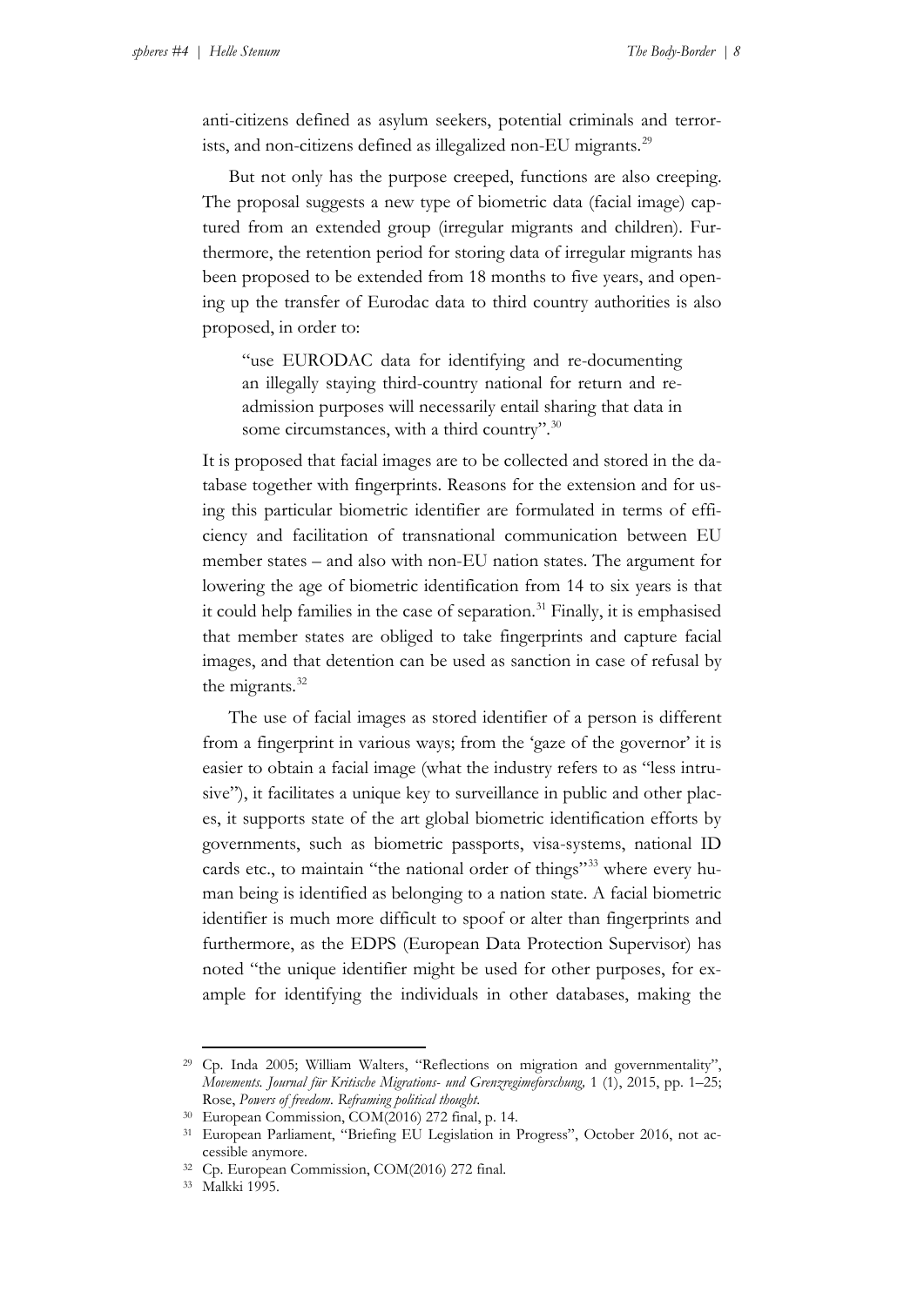anti-citizens defined as asylum seekers, potential criminals and terrorists, and non-citizens defined as illegalized non-EU migrants.[29]

But not only has the purpose creeped, functions are also creeping. The proposal suggests a new type of biometric data (facial image) captured from an extended group (irregular migrants and children). Furthermore, the retention period for storing data of irregular migrants has been proposed to be extended from 18 months to five years, and opening up the transfer of Eurodac data to third country authorities is also proposed, in order to:

> "use EURODAC data for identifying and re-documenting an illegally staying third-country national for return and re-admission purposes will necessarily entail sharing that data in some circumstances, with a third country".[30]

It is proposed that facial images are to be collected and stored in the database together with fingerprints. Reasons for the extension and for using this particular biometric identifier are formulated in terms of efficiency and facilitation of transnational communication between EU member states – and also with non-EU nation states. The argument for lowering the age of biometric identification from 14 to six years is that it could help families in the case of separation.[31] Finally, it is emphasised that member states are obliged to take fingerprints and capture facial images, and that detention can be used as sanction in case of refusal by the migrants.[32]

The use of facial images as stored identifier of a person is different from a fingerprint in various ways; from the 'gaze of the governor' it is easier to obtain a facial image (what the industry refers to as "less intrusive"), it facilitates a unique key to surveillance in public and other places, it supports state of the art global biometric identification efforts by governments, such as biometric passports, visa-systems, national ID cards etc., to maintain "the national order of things"[33] where every human being is identified as belonging to a nation state. A facial biometric identifier is much more difficult to spoof or alter than fingerprints and furthermore, as the EDPS (European Data Protection Supervisor) has noted "the unique identifier might be used for other purposes, for example for identifying the individuals in other databases, making the

---

[29] Cp. Inda 2005; William Walters, "Reflections on migration and governmentality", *Movements. Journal für Kritische Migrations- und Grenzregimeforschung,* 1 (1), 2015, pp. 1–25; Rose, *Powers of freedom. Reframing political thought.*

[30] European Commission, COM(2016) 272 final, p. 14.

[31] European Parliament, "Briefing EU Legislation in Progress", October 2016, not accessible anymore.

[32] Cp. European Commission, COM(2016) 272 final.

[33] Malkki 1995.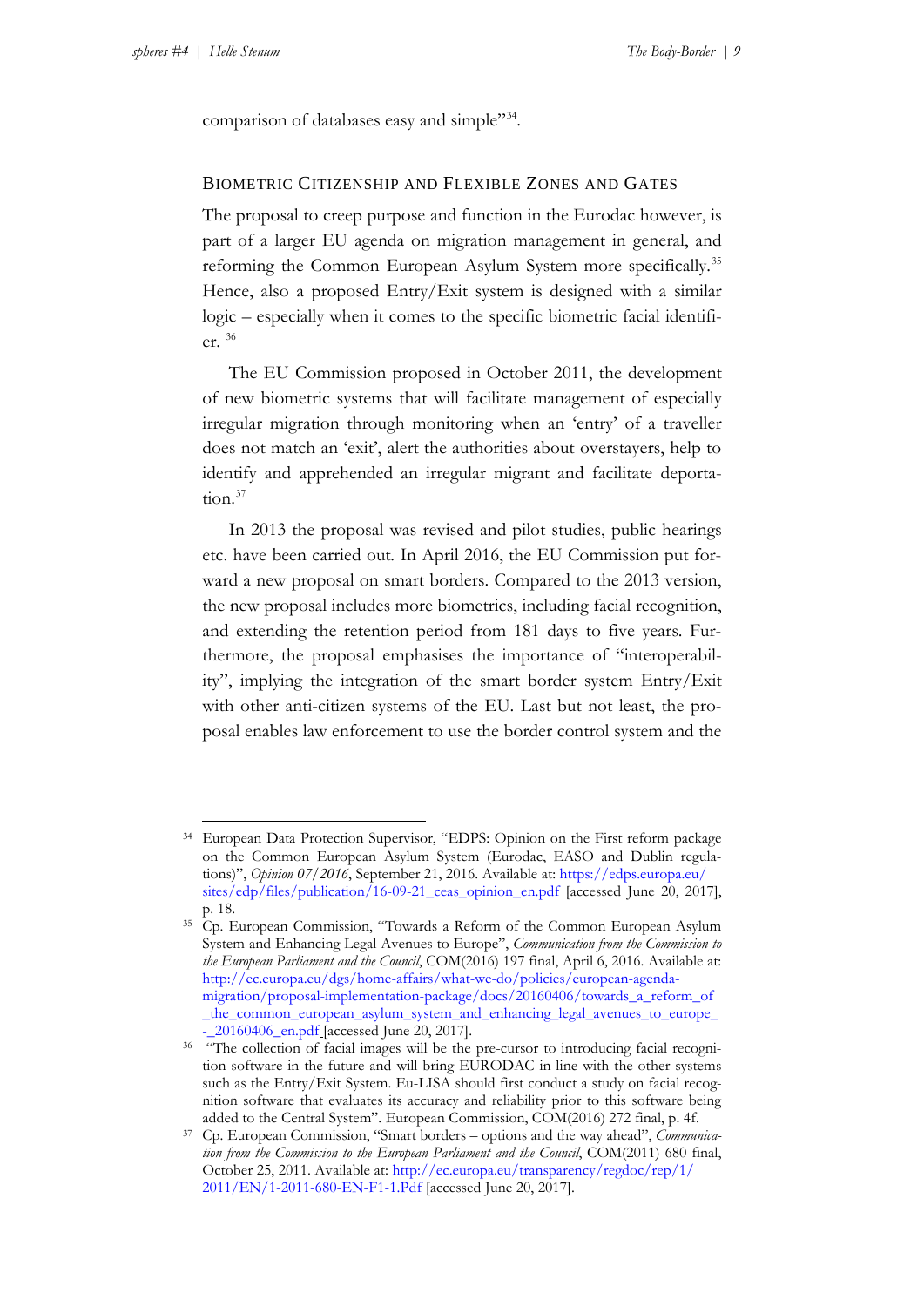comparison of databases easy and simple"[34].

### Biometric Citizenship and Flexible Zones and Gates

The proposal to creep purpose and function in the Eurodac however, is part of a larger EU agenda on migration management in general, and reforming the Common European Asylum System more specifically.[35] Hence, also a proposed Entry/Exit system is designed with a similar logic – especially when it comes to the specific biometric facial identifier. [36]

The EU Commission proposed in October 2011, the development of new biometric systems that will facilitate management of especially irregular migration through monitoring when an 'entry' of a traveller does not match an 'exit', alert the authorities about overstayers, help to identify and apprehended an irregular migrant and facilitate deportation.[37]

In 2013 the proposal was revised and pilot studies, public hearings etc. have been carried out. In April 2016, the EU Commission put forward a new proposal on smart borders. Compared to the 2013 version, the new proposal includes more biometrics, including facial recognition, and extending the retention period from 181 days to five years. Furthermore, the proposal emphasises the importance of "interoperability", implying the integration of the smart border system Entry/Exit with other anti-citizen systems of the EU. Last but not least, the proposal enables law enforcement to use the border control system and the

---

[34] European Data Protection Supervisor, "EDPS: Opinion on the First reform package on the Common European Asylum System (Eurodac, EASO and Dublin regulations)", *Opinion 07/2016*, September 21, 2016. Available at: https://edps.europa.eu/sites/edp/files/publication/16-09-21_ceas_opinion_en.pdf [accessed June 20, 2017], p. 18.

[35] Cp. European Commission, "Towards a Reform of the Common European Asylum System and Enhancing Legal Avenues to Europe", *Communication from the Commission to the European Parliament and the Council*, COM(2016) 197 final, April 6, 2016. Available at: http://ec.europa.eu/dgs/home-affairs/what-we-do/policies/european-agenda-migration/proposal-implementation-package/docs/20160406/towards_a_reform_of_the_common_european_asylum_system_and_enhancing_legal_avenues_to_europe_-_20160406_en.pdf [accessed June 20, 2017].

[36] "The collection of facial images will be the pre-cursor to introducing facial recognition software in the future and will bring EURODAC in line with the other systems such as the Entry/Exit System. Eu-LISA should first conduct a study on facial recognition software that evaluates its accuracy and reliability prior to this software being added to the Central System". European Commission, COM(2016) 272 final, p. 4f.

[37] Cp. European Commission, "Smart borders – options and the way ahead", *Communication from the Commission to the European Parliament and the Council*, COM(2011) 680 final, October 25, 2011. Available at: http://ec.europa.eu/transparency/regdoc/rep/1/2011/EN/1-2011-680-EN-F1-1.Pdf [accessed June 20, 2017].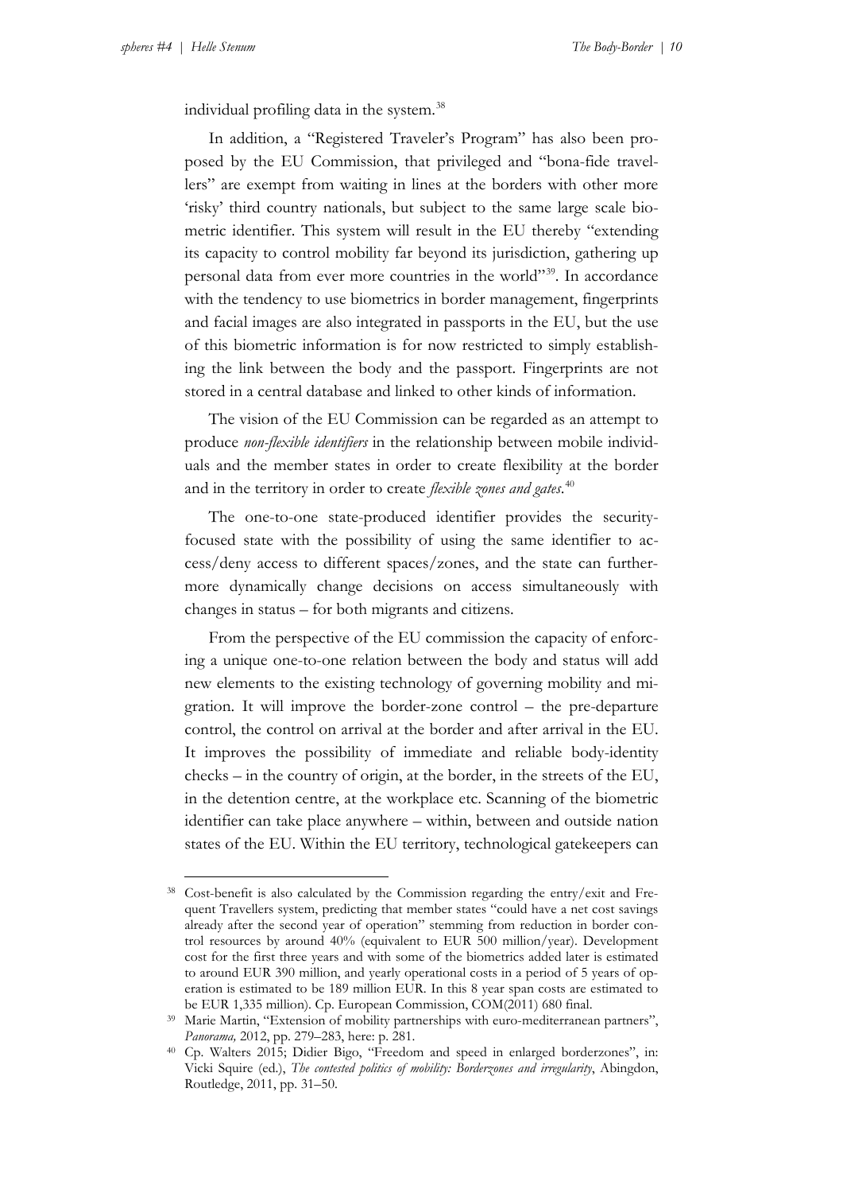individual profiling data in the system.[38]

In addition, a "Registered Traveler's Program" has also been proposed by the EU Commission, that privileged and "bona-fide travellers" are exempt from waiting in lines at the borders with other more 'risky' third country nationals, but subject to the same large scale biometric identifier. This system will result in the EU thereby "extending its capacity to control mobility far beyond its jurisdiction, gathering up personal data from ever more countries in the world"[39]. In accordance with the tendency to use biometrics in border management, fingerprints and facial images are also integrated in passports in the EU, but the use of this biometric information is for now restricted to simply establishing the link between the body and the passport. Fingerprints are not stored in a central database and linked to other kinds of information.

The vision of the EU Commission can be regarded as an attempt to produce *non-flexible identifiers* in the relationship between mobile individuals and the member states in order to create flexibility at the border and in the territory in order to create *flexible zones and gates*.[40]

The one-to-one state-produced identifier provides the security-focused state with the possibility of using the same identifier to access/deny access to different spaces/zones, and the state can furthermore dynamically change decisions on access simultaneously with changes in status – for both migrants and citizens.

From the perspective of the EU commission the capacity of enforcing a unique one-to-one relation between the body and status will add new elements to the existing technology of governing mobility and migration. It will improve the border-zone control – the pre-departure control, the control on arrival at the border and after arrival in the EU. It improves the possibility of immediate and reliable body-identity checks – in the country of origin, at the border, in the streets of the EU, in the detention centre, at the workplace etc. Scanning of the biometric identifier can take place anywhere – within, between and outside nation states of the EU. Within the EU territory, technological gatekeepers can

[38] Cost-benefit is also calculated by the Commission regarding the entry/exit and Frequent Travellers system, predicting that member states "could have a net cost savings already after the second year of operation" stemming from reduction in border control resources by around 40% (equivalent to EUR 500 million/year). Development cost for the first three years and with some of the biometrics added later is estimated to around EUR 390 million, and yearly operational costs in a period of 5 years of operation is estimated to be 189 million EUR. In this 8 year span costs are estimated to be EUR 1,335 million). Cp. European Commission, COM(2011) 680 final.

[39] Marie Martin, "Extension of mobility partnerships with euro-mediterranean partners", *Panorama,* 2012, pp. 279–283, here: p. 281.

[40] Cp. Walters 2015; Didier Bigo, "Freedom and speed in enlarged borderzones", in: Vicki Squire (ed.), *The contested politics of mobility: Borderzones and irregularity*, Abingdon, Routledge, 2011, pp. 31–50.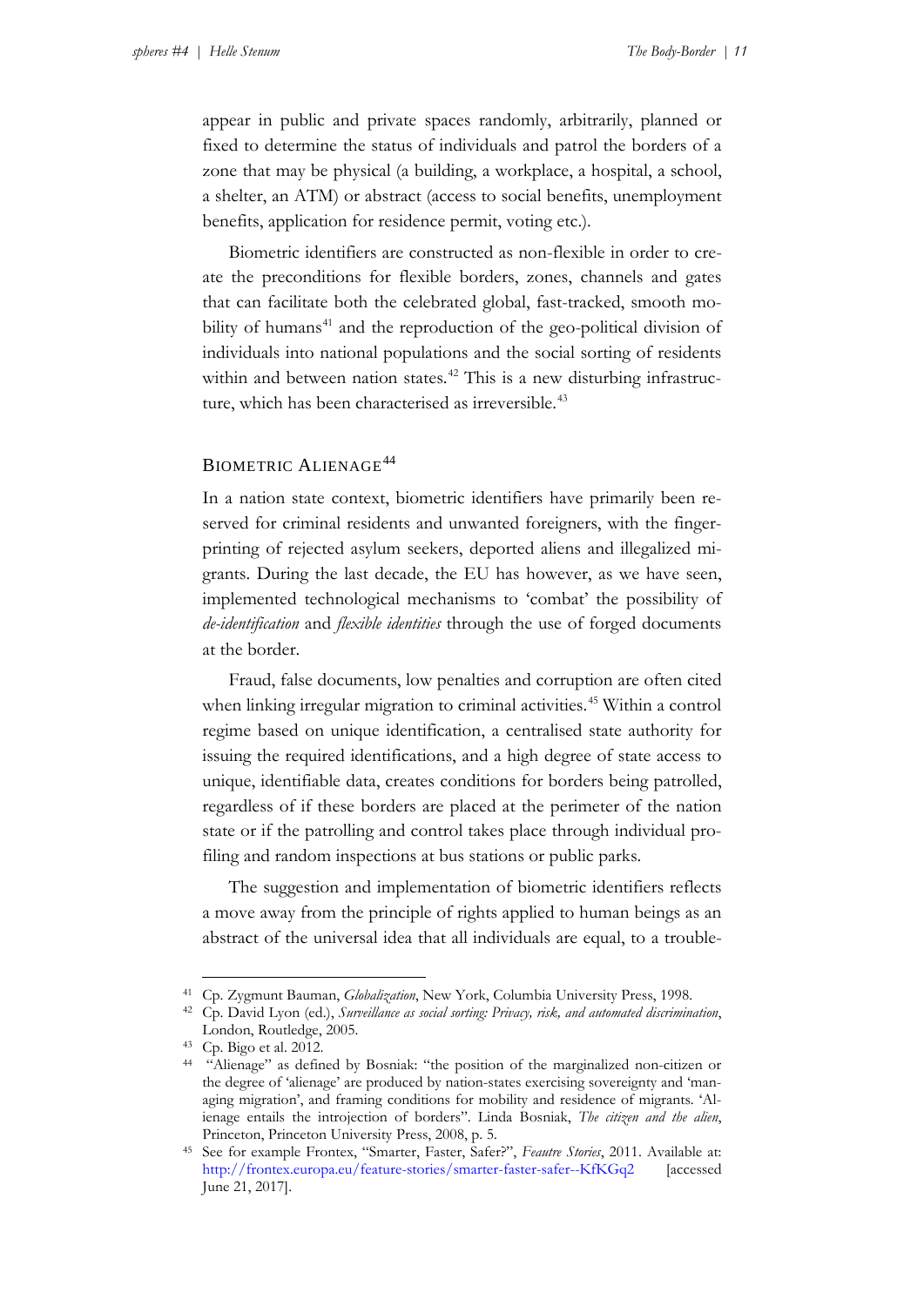appear in public and private spaces randomly, arbitrarily, planned or fixed to determine the status of individuals and patrol the borders of a zone that may be physical (a building, a workplace, a hospital, a school, a shelter, an ATM) or abstract (access to social benefits, unemployment benefits, application for residence permit, voting etc.).

Biometric identifiers are constructed as non-flexible in order to create the preconditions for flexible borders, zones, channels and gates that can facilitate both the celebrated global, fast-tracked, smooth mobility of humans[41] and the reproduction of the geo-political division of individuals into national populations and the social sorting of residents within and between nation states.[42] This is a new disturbing infrastructure, which has been characterised as irreversible.[43]

## Biometric Alienage[44]

In a nation state context, biometric identifiers have primarily been reserved for criminal residents and unwanted foreigners, with the fingerprinting of rejected asylum seekers, deported aliens and illegalized migrants. During the last decade, the EU has however, as we have seen, implemented technological mechanisms to 'combat' the possibility of *de-identification* and *flexible identities* through the use of forged documents at the border.

Fraud, false documents, low penalties and corruption are often cited when linking irregular migration to criminal activities.[45] Within a control regime based on unique identification, a centralised state authority for issuing the required identifications, and a high degree of state access to unique, identifiable data, creates conditions for borders being patrolled, regardless of if these borders are placed at the perimeter of the nation state or if the patrolling and control takes place through individual profiling and random inspections at bus stations or public parks.

The suggestion and implementation of biometric identifiers reflects a move away from the principle of rights applied to human beings as an abstract of the universal idea that all individuals are equal, to a trouble-

---

[41] Cp. Zygmunt Bauman, *Globalization*, New York, Columbia University Press, 1998.

[42] Cp. David Lyon (ed.), *Surveillance as social sorting: Privacy, risk, and automated discrimination*, London, Routledge, 2005.

[43] Cp. Bigo et al. 2012.

[44] "Alienage" as defined by Bosniak: "the position of the marginalized non-citizen or the degree of 'alienage' are produced by nation-states exercising sovereignty and 'managing migration', and framing conditions for mobility and residence of migrants. 'Alienage entails the introjection of borders". Linda Bosniak, *The citizen and the alien*, Princeton, Princeton University Press, 2008, p. 5.

[45] See for example Frontex, "Smarter, Faster, Safer?", *Feautre Stories*, 2011. Available at: http://frontex.europa.eu/feature-stories/smarter-faster-safer--KfKGq2 [accessed June 21, 2017].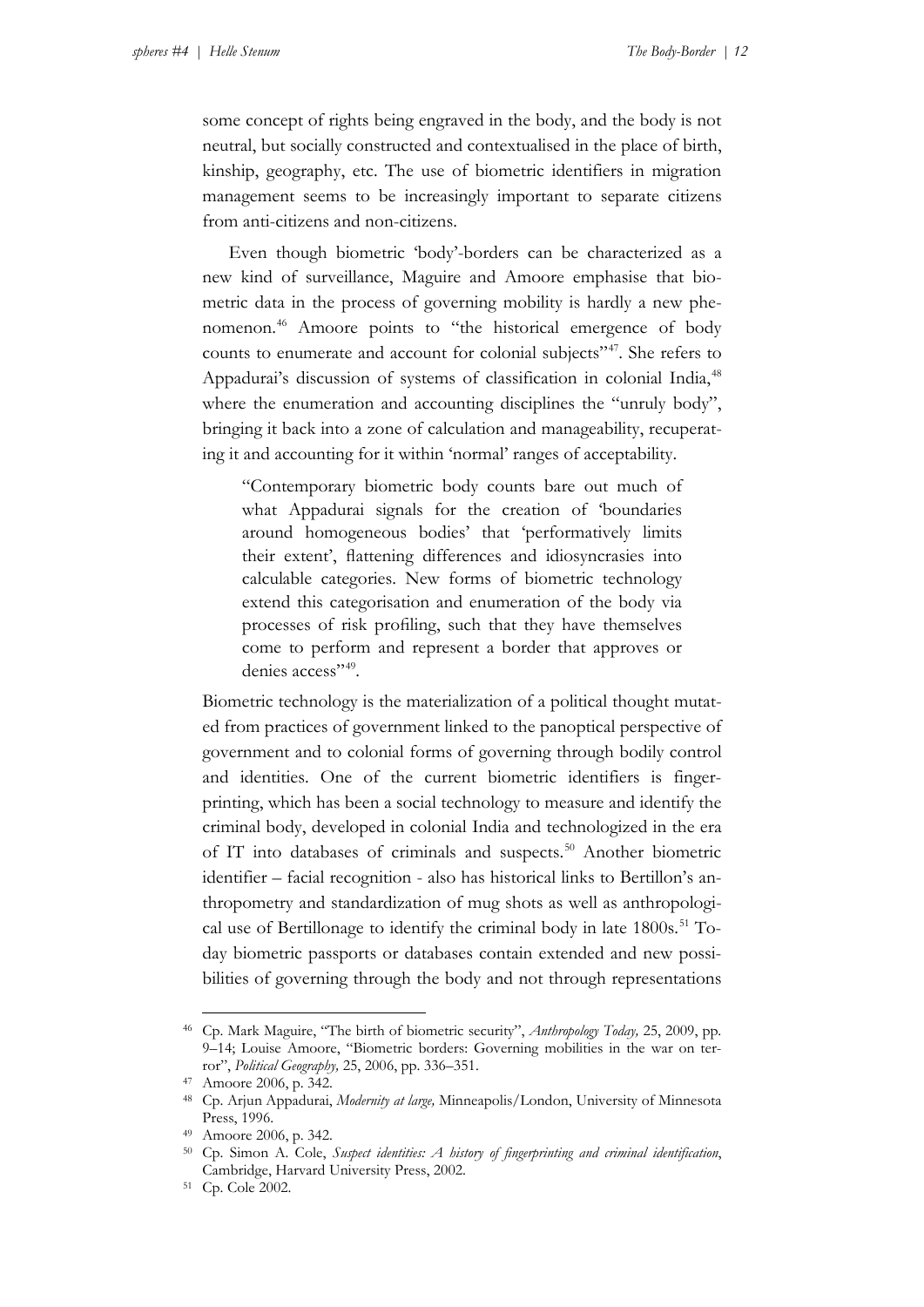some concept of rights being engraved in the body, and the body is not neutral, but socially constructed and contextualised in the place of birth, kinship, geography, etc. The use of biometric identifiers in migration management seems to be increasingly important to separate citizens from anti-citizens and non-citizens.

Even though biometric 'body'-borders can be characterized as a new kind of surveillance, Maguire and Amoore emphasise that biometric data in the process of governing mobility is hardly a new phenomenon.[46] Amoore points to "the historical emergence of body counts to enumerate and account for colonial subjects"[47]. She refers to Appadurai's discussion of systems of classification in colonial India,[48] where the enumeration and accounting disciplines the "unruly body", bringing it back into a zone of calculation and manageability, recuperating it and accounting for it within 'normal' ranges of acceptability.

> "Contemporary biometric body counts bare out much of what Appadurai signals for the creation of 'boundaries around homogeneous bodies' that 'performatively limits their extent', flattening differences and idiosyncrasies into calculable categories. New forms of biometric technology extend this categorisation and enumeration of the body via processes of risk profiling, such that they have themselves come to perform and represent a border that approves or denies access"[49].

Biometric technology is the materialization of a political thought mutated from practices of government linked to the panoptical perspective of government and to colonial forms of governing through bodily control and identities. One of the current biometric identifiers is fingerprinting, which has been a social technology to measure and identify the criminal body, developed in colonial India and technologized in the era of IT into databases of criminals and suspects.[50] Another biometric identifier – facial recognition - also has historical links to Bertillon's anthropometry and standardization of mug shots as well as anthropological use of Bertillonage to identify the criminal body in late 1800s.[51] Today biometric passports or databases contain extended and new possibilities of governing through the body and not through representations

---

[46] Cp. Mark Maguire, "The birth of biometric security", *Anthropology Today,* 25, 2009, pp. 9–14; Louise Amoore, "Biometric borders: Governing mobilities in the war on terror", *Political Geography,* 25, 2006, pp. 336–351.

[47] Amoore 2006, p. 342.

[48] Cp. Arjun Appadurai, *Modernity at large,* Minneapolis/London, University of Minnesota Press, 1996.

[49] Amoore 2006, p. 342.

[50] Cp. Simon A. Cole, *Suspect identities: A history of fingerprinting and criminal identification*, Cambridge, Harvard University Press, 2002.

[51] Cp. Cole 2002.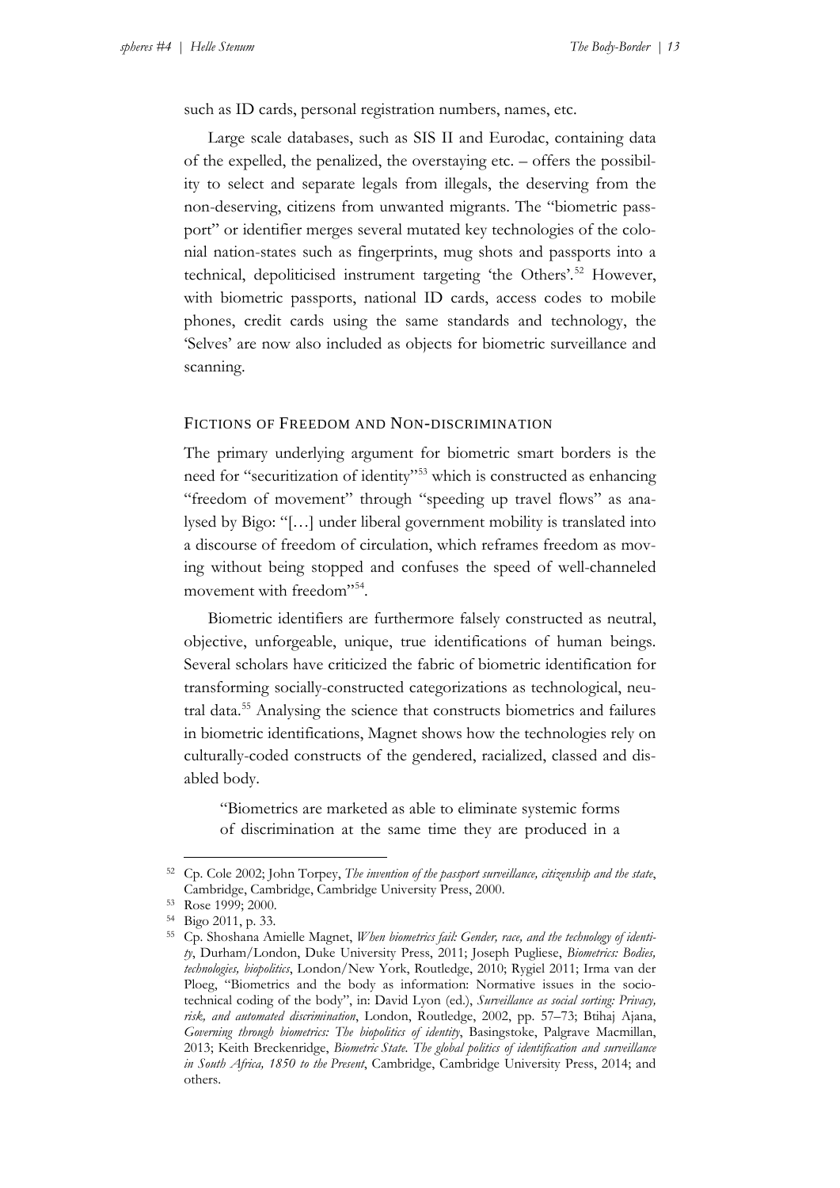such as ID cards, personal registration numbers, names, etc.

Large scale databases, such as SIS II and Eurodac, containing data of the expelled, the penalized, the overstaying etc. – offers the possibility to select and separate legals from illegals, the deserving from the non-deserving, citizens from unwanted migrants. The "biometric passport" or identifier merges several mutated key technologies of the colonial nation-states such as fingerprints, mug shots and passports into a technical, depoliticised instrument targeting 'the Others'.[52] However, with biometric passports, national ID cards, access codes to mobile phones, credit cards using the same standards and technology, the 'Selves' are now also included as objects for biometric surveillance and scanning.

## Fictions of Freedom and Non-discrimination

The primary underlying argument for biometric smart borders is the need for "securitization of identity"[53] which is constructed as enhancing "freedom of movement" through "speeding up travel flows" as analysed by Bigo: "[…] under liberal government mobility is translated into a discourse of freedom of circulation, which reframes freedom as moving without being stopped and confuses the speed of well-channeled movement with freedom"[54].

Biometric identifiers are furthermore falsely constructed as neutral, objective, unforgeable, unique, true identifications of human beings. Several scholars have criticized the fabric of biometric identification for transforming socially-constructed categorizations as technological, neutral data.[55] Analysing the science that constructs biometrics and failures in biometric identifications, Magnet shows how the technologies rely on culturally-coded constructs of the gendered, racialized, classed and disabled body.

> "Biometrics are marketed as able to eliminate systemic forms of discrimination at the same time they are produced in a

---

[52] Cp. Cole 2002; John Torpey, *The invention of the passport surveillance, citizenship and the state*, Cambridge, Cambridge, Cambridge University Press, 2000.

[53] Rose 1999; 2000.

[54] Bigo 2011, p. 33.

[55] Cp. Shoshana Amielle Magnet, *When biometrics fail: Gender, race, and the technology of identity*, Durham/London, Duke University Press, 2011; Joseph Pugliese, *Biometrics: Bodies, technologies, biopolitics*, London/New York, Routledge, 2010; Rygiel 2011; Irma van der Ploeg, "Biometrics and the body as information: Normative issues in the socio-technical coding of the body", in: David Lyon (ed.), *Surveillance as social sorting: Privacy, risk, and automated discrimination*, London, Routledge, 2002, pp. 57–73; Btihaj Ajana, *Governing through biometrics: The biopolitics of identity*, Basingstoke, Palgrave Macmillan, 2013; Keith Breckenridge, *Biometric State. The global politics of identification and surveillance in South Africa, 1850 to the Present*, Cambridge, Cambridge University Press, 2014; and others.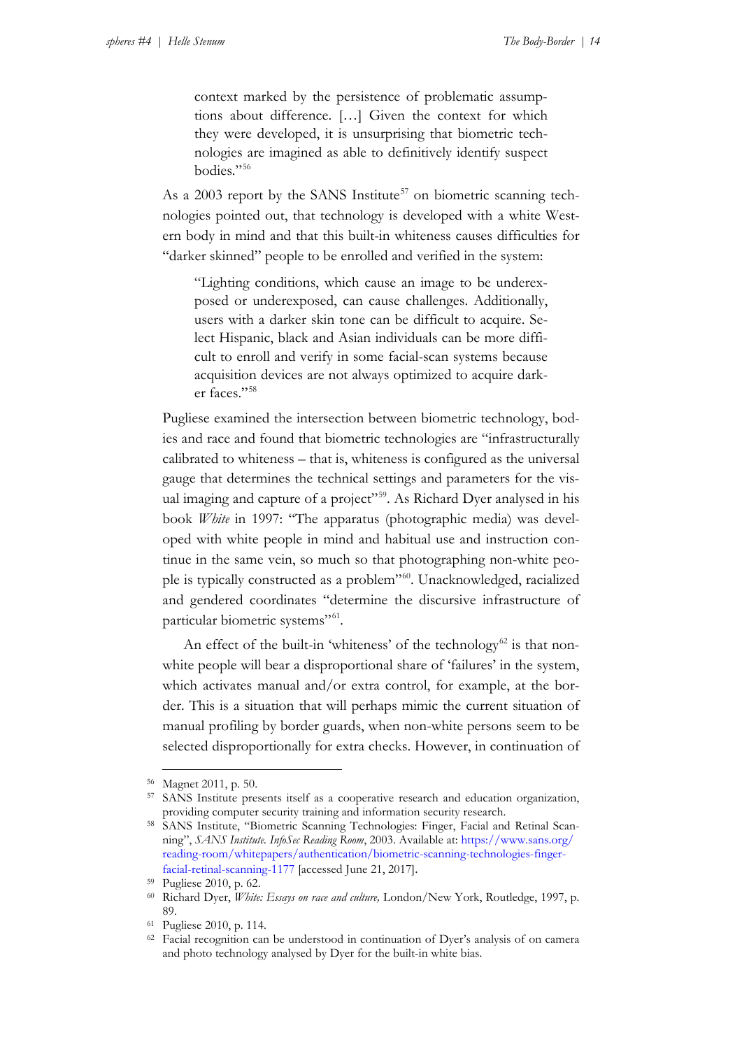> context marked by the persistence of problematic assumptions about difference. […] Given the context for which they were developed, it is unsurprising that biometric technologies are imagined as able to definitively identify suspect bodies."[56]

As a 2003 report by the SANS Institute[57] on biometric scanning technologies pointed out, that technology is developed with a white Western body in mind and that this built-in whiteness causes difficulties for "darker skinned" people to be enrolled and verified in the system:

> "Lighting conditions, which cause an image to be underexposed or underexposed, can cause challenges. Additionally, users with a darker skin tone can be difficult to acquire. Select Hispanic, black and Asian individuals can be more difficult to enroll and verify in some facial-scan systems because acquisition devices are not always optimized to acquire darker faces."[58]

Pugliese examined the intersection between biometric technology, bodies and race and found that biometric technologies are "infrastructurally calibrated to whiteness – that is, whiteness is configured as the universal gauge that determines the technical settings and parameters for the visual imaging and capture of a project"[59]. As Richard Dyer analysed in his book *White* in 1997: "The apparatus (photographic media) was developed with white people in mind and habitual use and instruction continue in the same vein, so much so that photographing non-white people is typically constructed as a problem"[60]. Unacknowledged, racialized and gendered coordinates "determine the discursive infrastructure of particular biometric systems"[61].

An effect of the built-in 'whiteness' of the technology[62] is that non-white people will bear a disproportional share of 'failures' in the system, which activates manual and/or extra control, for example, at the border. This is a situation that will perhaps mimic the current situation of manual profiling by border guards, when non-white persons seem to be selected disproportionally for extra checks. However, in continuation of

---

[56] Magnet 2011, p. 50.

[57] SANS Institute presents itself as a cooperative research and education organization, providing computer security training and information security research.

[58] SANS Institute, "Biometric Scanning Technologies: Finger, Facial and Retinal Scanning", *SANS Institute. InfoSec Reading Room*, 2003. Available at: https://www.sans.org/reading-room/whitepapers/authentication/biometric-scanning-technologies-finger-facial-retinal-scanning-1177 [accessed June 21, 2017].

[59] Pugliese 2010, p. 62.

[60] Richard Dyer, *White: Essays on race and culture,* London/New York, Routledge, 1997, p. 89.

[61] Pugliese 2010, p. 114.

[62] Facial recognition can be understood in continuation of Dyer's analysis of on camera and photo technology analysed by Dyer for the built-in white bias.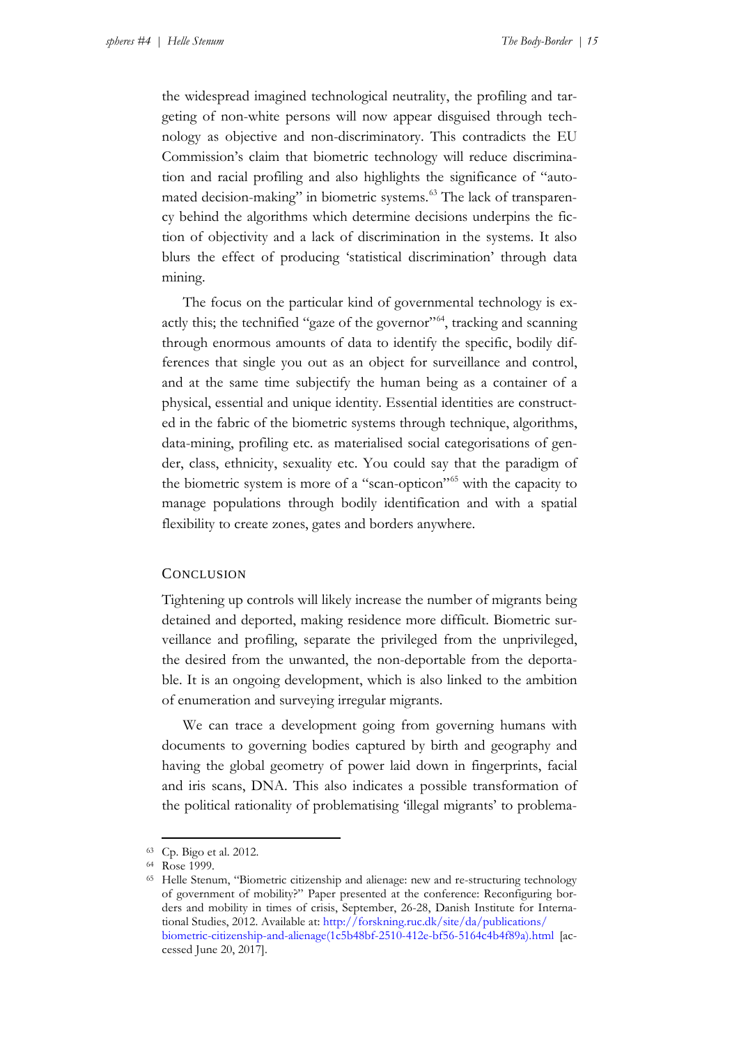the widespread imagined technological neutrality, the profiling and targeting of non-white persons will now appear disguised through technology as objective and non-discriminatory. This contradicts the EU Commission's claim that biometric technology will reduce discrimination and racial profiling and also highlights the significance of "automated decision-making" in biometric systems.[63] The lack of transparency behind the algorithms which determine decisions underpins the fiction of objectivity and a lack of discrimination in the systems. It also blurs the effect of producing 'statistical discrimination' through data mining.

The focus on the particular kind of governmental technology is exactly this; the technified "gaze of the governor"[64], tracking and scanning through enormous amounts of data to identify the specific, bodily differences that single you out as an object for surveillance and control, and at the same time subjectify the human being as a container of a physical, essential and unique identity. Essential identities are constructed in the fabric of the biometric systems through technique, algorithms, data-mining, profiling etc. as materialised social categorisations of gender, class, ethnicity, sexuality etc. You could say that the paradigm of the biometric system is more of a "scan-opticon"[65] with the capacity to manage populations through bodily identification and with a spatial flexibility to create zones, gates and borders anywhere.

## Conclusion

Tightening up controls will likely increase the number of migrants being detained and deported, making residence more difficult. Biometric surveillance and profiling, separate the privileged from the unprivileged, the desired from the unwanted, the non-deportable from the deportable. It is an ongoing development, which is also linked to the ambition of enumeration and surveying irregular migrants.

We can trace a development going from governing humans with documents to governing bodies captured by birth and geography and having the global geometry of power laid down in fingerprints, facial and iris scans, DNA. This also indicates a possible transformation of the political rationality of problematising 'illegal migrants' to problema-

---

[63] Cp. Bigo et al. 2012.

[64] Rose 1999.

[65] Helle Stenum, "Biometric citizenship and alienage: new and re-structuring technology of government of mobility?" Paper presented at the conference: Reconfiguring borders and mobility in times of crisis, September, 26-28, Danish Institute for International Studies, 2012. Available at: http://forskning.ruc.dk/site/da/publications/biometric-citizenship-and-alienage(1c5b48bf-2510-412e-bf56-5164c4b4f89a).html [accessed June 20, 2017].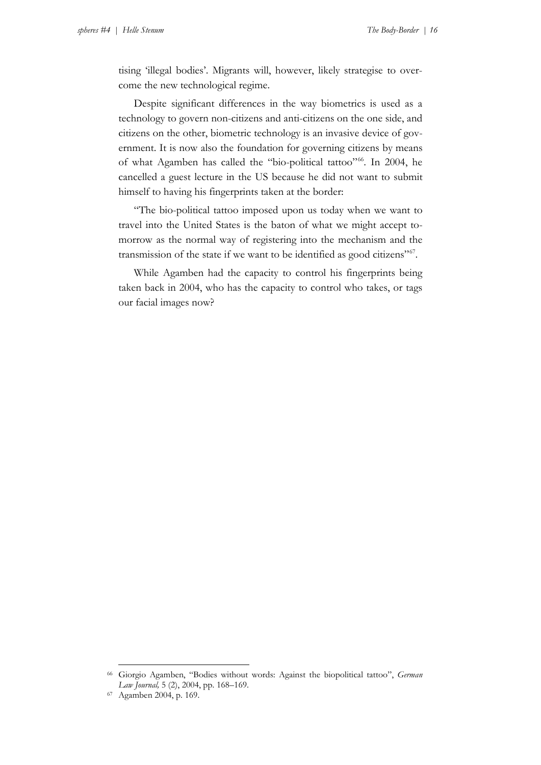tising 'illegal bodies'. Migrants will, however, likely strategise to overcome the new technological regime.

Despite significant differences in the way biometrics is used as a technology to govern non-citizens and anti-citizens on the one side, and citizens on the other, biometric technology is an invasive device of government. It is now also the foundation for governing citizens by means of what Agamben has called the "bio-political tattoo"[66]. In 2004, he cancelled a guest lecture in the US because he did not want to submit himself to having his fingerprints taken at the border:

"The bio-political tattoo imposed upon us today when we want to travel into the United States is the baton of what we might accept tomorrow as the normal way of registering into the mechanism and the transmission of the state if we want to be identified as good citizens"[67].

While Agamben had the capacity to control his fingerprints being taken back in 2004, who has the capacity to control who takes, or tags our facial images now?

---

[66] Giorgio Agamben, "Bodies without words: Against the biopolitical tattoo", *German Law Journal,* 5 (2), 2004, pp. 168–169.

[67] Agamben 2004, p. 169.